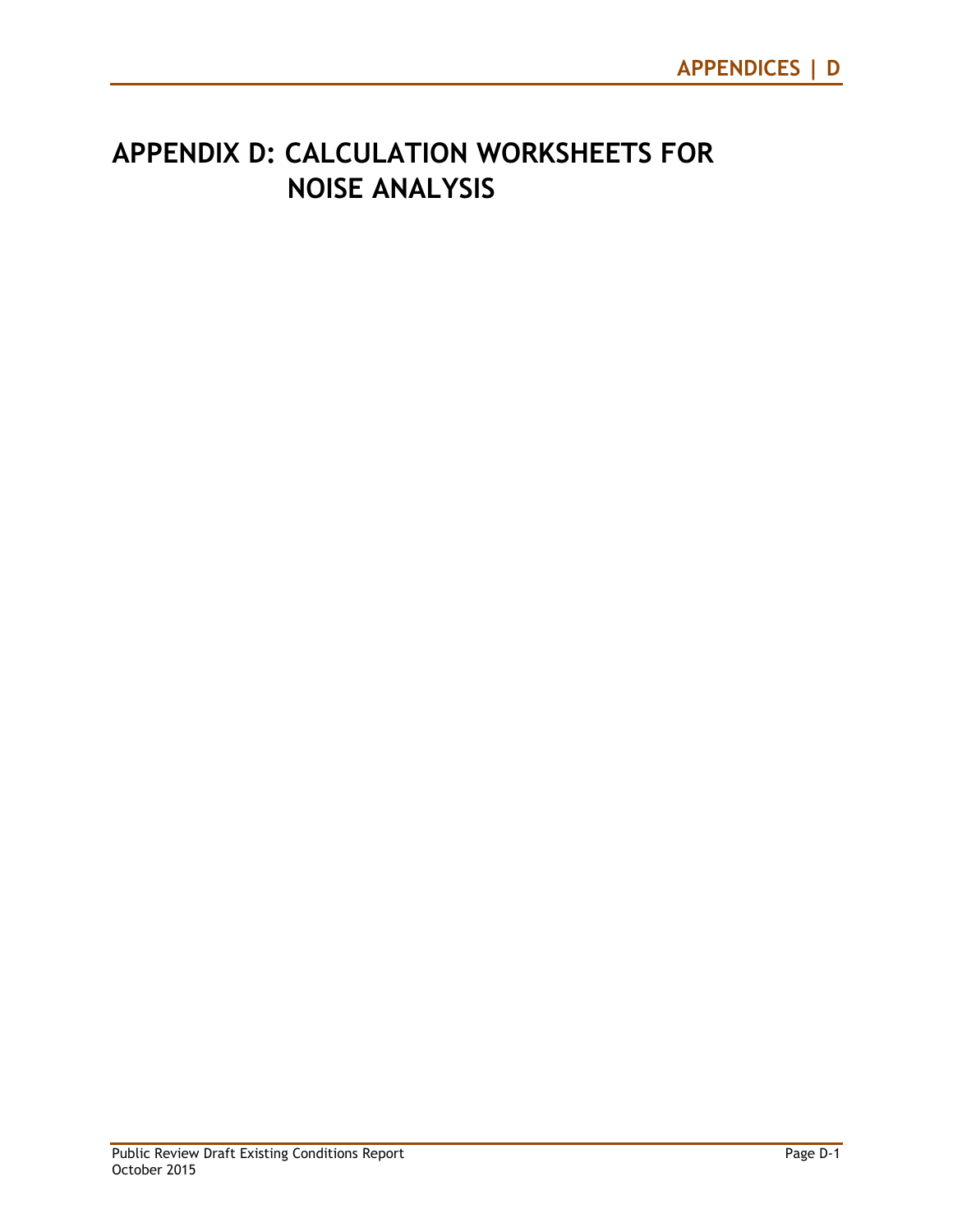# APPENDIX D: CALCULATION WORKSHEETS FOR NOISE ANALYSIS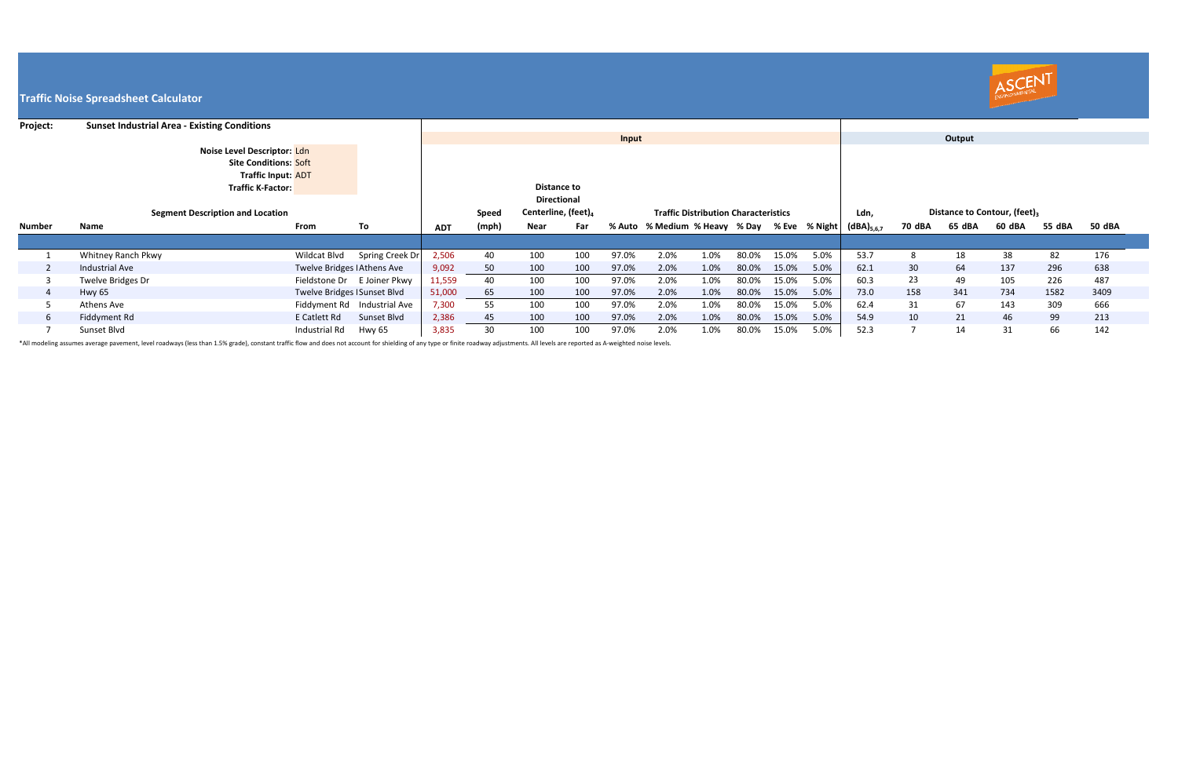**Traffic Noise Spreadsheet Calculator**

**Project:** **Sunset Industrial Area - Existing Conditions**

**Noise Level Descriptor:** Ldn
**Site Conditions:** Soft
**Traffic Input:** ADT
**Traffic K-Factor:**

| | | | | Input | | | | | | | | | | | Output | | | | | |
|---|---|---|---|---|---|---|---|---|---|---|---|---|---|---|---|---|---|---|---|---|
| Segment Description and Location | | | | | | Distance to Directional Centerline, (feet)$_4$ | | Traffic Distribution Characteristics | | | | | | | | Distance to Contour, (feet)$_3$ | | | | |
| Number | Name | From | To | ADT | Speed (mph) | Near | Far | % Auto | % Medium | % Heavy | % Day | % Eve | % Night | Ldn, (dBA)$_{5,6,7}$ | 70 dBA | 65 dBA | 60 dBA | 55 dBA | 50 dBA |
| 1 | Whitney Ranch Pkwy | Wildcat Blvd | Spring Creek Dr | 2,506 | 40 | 100 | 100 | 97.0% | 2.0% | 1.0% | 80.0% | 15.0% | 5.0% | 53.7 | 8 | 18 | 38 | 82 | 176 |
| 2 | Industrial Ave | Twelve Bridges I | Athens Ave | 9,092 | 50 | 100 | 100 | 97.0% | 2.0% | 1.0% | 80.0% | 15.0% | 5.0% | 62.1 | 30 | 64 | 137 | 296 | 638 |
| 3 | Twelve Bridges Dr | Fieldstone Dr | E Joiner Pkwy | 11,559 | 40 | 100 | 100 | 97.0% | 2.0% | 1.0% | 80.0% | 15.0% | 5.0% | 60.3 | 23 | 49 | 105 | 226 | 487 |
| 4 | Hwy 65 | Twelve Bridges I | Sunset Blvd | 51,000 | 65 | 100 | 100 | 97.0% | 2.0% | 1.0% | 80.0% | 15.0% | 5.0% | 73.0 | 158 | 341 | 734 | 1582 | 3409 |
| 5 | Athens Ave | Fiddyment Rd | Industrial Ave | 7,300 | 55 | 100 | 100 | 97.0% | 2.0% | 1.0% | 80.0% | 15.0% | 5.0% | 62.4 | 31 | 67 | 143 | 309 | 666 |
| 6 | Fiddyment Rd | E Catlett Rd | Sunset Blvd | 2,386 | 45 | 100 | 100 | 97.0% | 2.0% | 1.0% | 80.0% | 15.0% | 5.0% | 54.9 | 10 | 21 | 46 | 99 | 213 |
| 7 | Sunset Blvd | Industrial Rd | Hwy 65 | 3,835 | 30 | 100 | 100 | 97.0% | 2.0% | 1.0% | 80.0% | 15.0% | 5.0% | 52.3 | 7 | 14 | 31 | 66 | 142 |

*All modeling assumes average pavement, level roadways (less than 1.5% grade), constant traffic flow and does not account for shielding of any type or finite roadway adjustments. All levels are reported as A-weighted noise levels.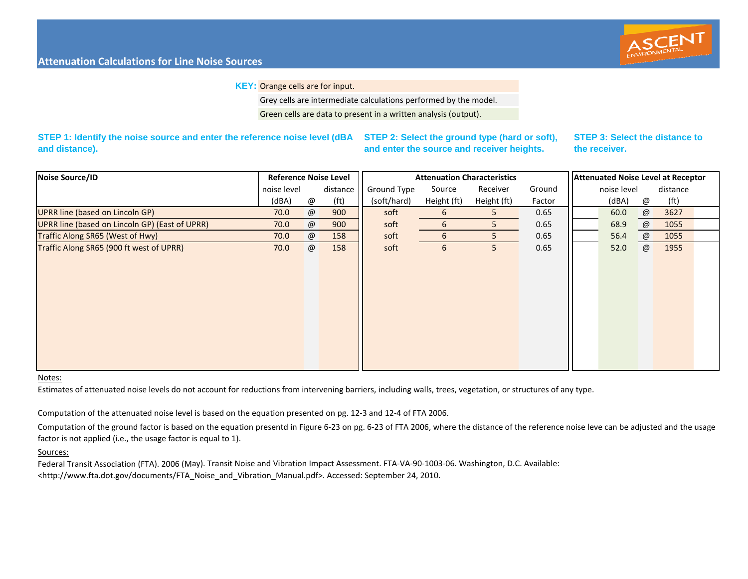## Attenuation Calculations for Line Noise Sources

**KEY:** Orange cells are for input.

Grey cells are intermediate calculations performed by the model.

Green cells are data to present in a written analysis (output).

**STEP 1: Identify the noise source and enter the reference noise level (dBA and distance).**

**STEP 2: Select the ground type (hard or soft), and enter the source and receiver heights.**

**STEP 3: Select the distance to the receiver.**

| Noise Source/ID | Reference Noise Level | | | Attenuation Characteristics | | | | Attenuated Noise Level at Receptor | | |
|---|---|---|---|---|---|---|---|---|---|---|
| | noise level (dBA) | @ | distance (ft) | Ground Type (soft/hard) | Source Height (ft) | Receiver Height (ft) | Ground Factor | noise level (dBA) | @ | distance (ft) |
| UPRR line (based on Lincoln GP) | 70.0 | @ | 900 | soft | 6 | 5 | 0.65 | 60.0 | @ | 3627 |
| UPRR line (based on Lincoln GP) (East of UPRR) | 70.0 | @ | 900 | soft | 6 | 5 | 0.65 | 68.9 | @ | 1055 |
| Traffic Along SR65 (West of Hwy) | 70.0 | @ | 158 | soft | 6 | 5 | 0.65 | 56.4 | @ | 1055 |
| Traffic Along SR65 (900 ft west of UPRR) | 70.0 | @ | 158 | soft | 6 | 5 | 0.65 | 52.0 | @ | 1955 |

Notes:

Estimates of attenuated noise levels do not account for reductions from intervening barriers, including walls, trees, vegetation, or structures of any type.

Computation of the attenuated noise level is based on the equation presented on pg. 12-3 and 12-4 of FTA 2006.

Computation of the ground factor is based on the equation presentd in Figure 6-23 on pg. 6-23 of FTA 2006, where the distance of the reference noise leve can be adjusted and the usage factor is not applied (i.e., the usage factor is equal to 1).

Sources:

Federal Transit Association (FTA). 2006 (May). Transit Noise and Vibration Impact Assessment. FTA-VA-90-1003-06. Washington, D.C. Available: <http://www.fta.dot.gov/documents/FTA_Noise_and_Vibration_Manual.pdf>. Accessed: September 24, 2010.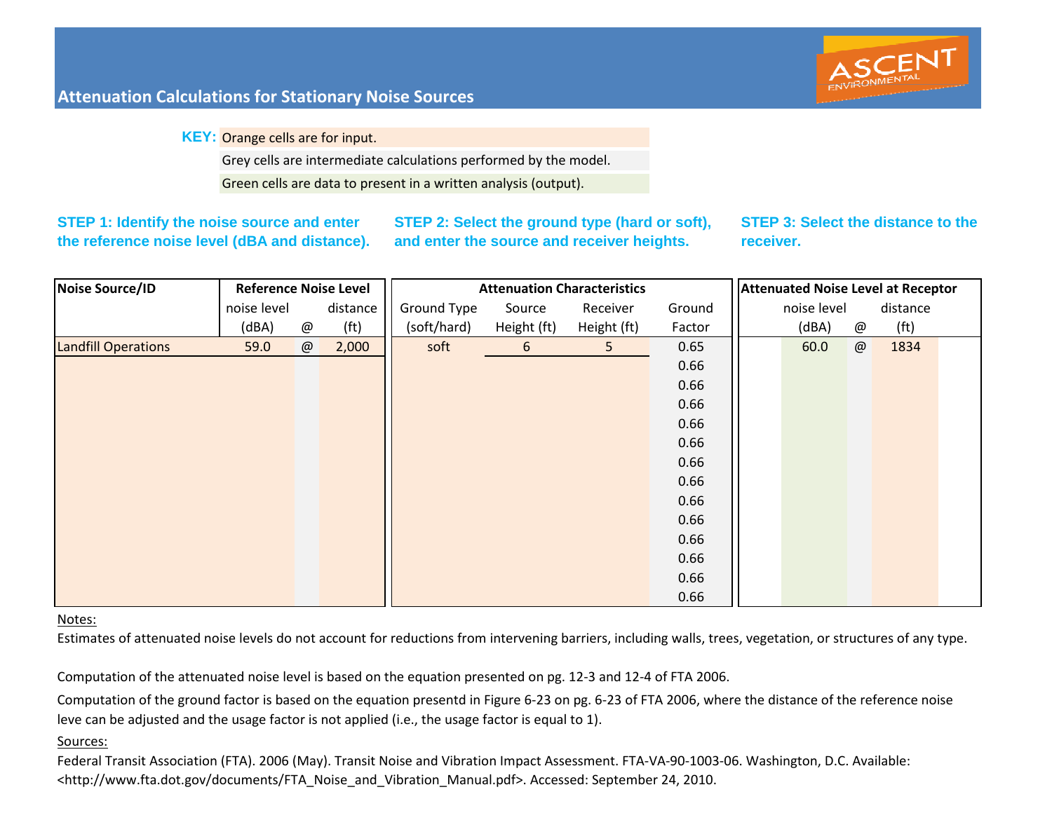## Attenuation Calculations for Stationary Noise Sources

**KEY:** Orange cells are for input.

Grey cells are intermediate calculations performed by the model.

Green cells are data to present in a written analysis (output).

**STEP 1: Identify the noise source and enter the reference noise level (dBA and distance).**

**STEP 2: Select the ground type (hard or soft), and enter the source and receiver heights.**

**STEP 3: Select the distance to the receiver.**

| Noise Source/ID | Reference Noise Level | | | Attenuation Characteristics | | | | Attenuated Noise Level at Receptor | | |
|---|---|---|---|---|---|---|---|---|---|---|
| | noise level (dBA) | @ | distance (ft) | Ground Type (soft/hard) | Source Height (ft) | Receiver Height (ft) | Ground Factor | noise level (dBA) | @ | distance (ft) |
| Landfill Operations | 59.0 | @ | 2,000 | soft | 6 | 5 | 0.65 | 60.0 | @ | 1834 |
| | | | | | | | 0.66 | | | |
| | | | | | | | 0.66 | | | |
| | | | | | | | 0.66 | | | |
| | | | | | | | 0.66 | | | |
| | | | | | | | 0.66 | | | |
| | | | | | | | 0.66 | | | |
| | | | | | | | 0.66 | | | |
| | | | | | | | 0.66 | | | |
| | | | | | | | 0.66 | | | |
| | | | | | | | 0.66 | | | |
| | | | | | | | 0.66 | | | |
| | | | | | | | 0.66 | | | |
| | | | | | | | 0.66 | | | |

Notes:

Estimates of attenuated noise levels do not account for reductions from intervening barriers, including walls, trees, vegetation, or structures of any type.

Computation of the attenuated noise level is based on the equation presented on pg. 12-3 and 12-4 of FTA 2006.

Computation of the ground factor is based on the equation presentd in Figure 6-23 on pg. 6-23 of FTA 2006, where the distance of the reference noise leve can be adjusted and the usage factor is not applied (i.e., the usage factor is equal to 1).

Sources:

Federal Transit Association (FTA). 2006 (May). Transit Noise and Vibration Impact Assessment. FTA-VA-90-1003-06. Washington, D.C. Available: <http://www.fta.dot.gov/documents/FTA_Noise_and_Vibration_Manual.pdf>. Accessed: September 24, 2010.